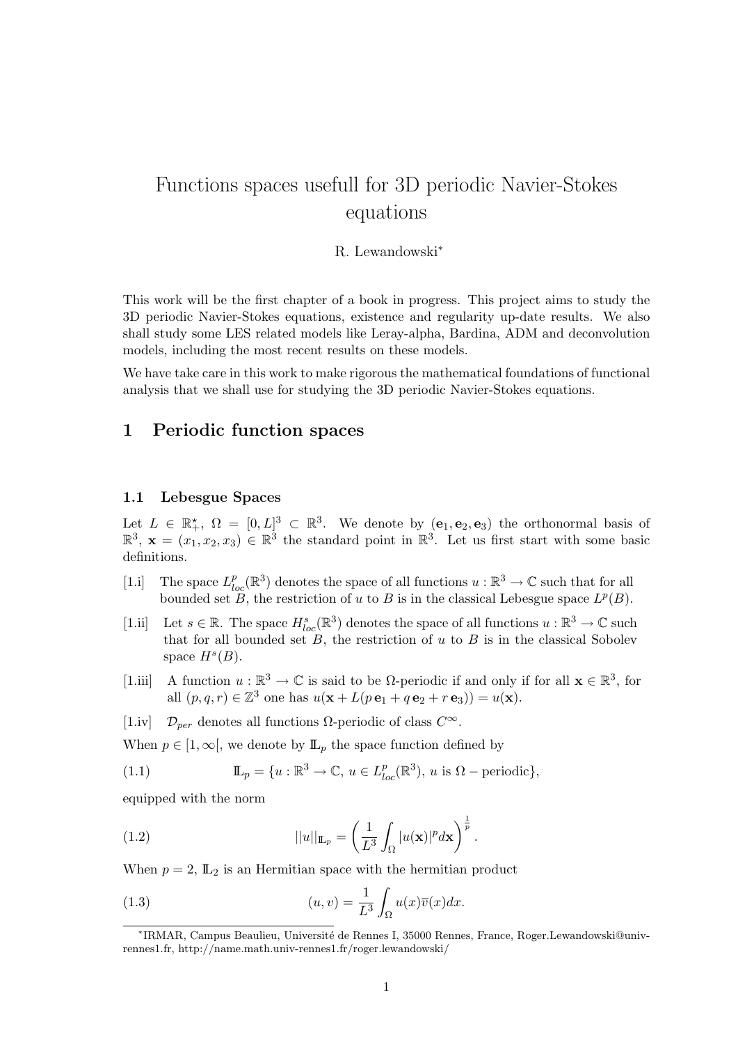# Functions spaces usefull for 3D periodic Navier-Stokes equations

R. Lewandowski[*]

This work will be the first chapter of a book in progress. This project aims to study the 3D periodic Navier-Stokes equations, existence and regularity up-date results. We also shall study some LES related models like Leray-alpha, Bardina, ADM and deconvolution models, including the most recent results on these models.

We have take care in this work to make rigorous the mathematical foundations of functional analysis that we shall use for studying the 3D periodic Navier-Stokes equations.

## 1 Periodic function spaces

### 1.1 Lebesgue Spaces

Let $L \in \mathbb{R}_+^\star$, $\Omega = [0, L]^3 \subset \mathbb{R}^3$. We denote by $(\mathbf{e}_1, \mathbf{e}_2, \mathbf{e}_3)$ the orthonormal basis of $\mathbb{R}^3$, $\mathbf{x} = (x_1, x_2, x_3) \in \mathbb{R}^3$ the standard point in $\mathbb{R}^3$. Let us first start with some basic definitions.

[1.i] The space $L^p_{loc}(\mathbb{R}^3)$ denotes the space of all functions $u : \mathbb{R}^3 \to \mathbb{C}$ such that for all bounded set $B$, the restriction of $u$ to $B$ is in the classical Lebesgue space $L^p(B)$.

[1.ii] Let $s \in \mathbb{R}$. The space $H^s_{loc}(\mathbb{R}^3)$ denotes the space of all functions $u : \mathbb{R}^3 \to \mathbb{C}$ such that for all bounded set $B$, the restriction of $u$ to $B$ is in the classical Sobolev space $H^s(B)$.

[1.iii] A function $u : \mathbb{R}^3 \to \mathbb{C}$ is said to be $\Omega$-periodic if and only if for all $\mathbf{x} \in \mathbb{R}^3$, for all $(p, q, r) \in \mathbb{Z}^3$ one has $u(\mathbf{x} + L(p\,\mathbf{e}_1 + q\,\mathbf{e}_2 + r\,\mathbf{e}_3)) = u(\mathbf{x})$.

[1.iv] $\mathcal{D}_{per}$ denotes all functions $\Omega$-periodic of class $C^\infty$.

When $p \in [1, \infty[$, we denote by $\mathbb{L}_p$ the space function defined by

$$\mathbb{L}_p = \{u : \mathbb{R}^3 \to \mathbb{C},\ u \in L^p_{loc}(\mathbb{R}^3),\ u \text{ is } \Omega-\text{periodic}\}, \tag{1.1}$$

equipped with the norm

$$||u||_{\mathbb{L}_p} = \left( \frac{1}{L^3} \int_\Omega |u(\mathbf{x})|^p d\mathbf{x} \right)^{\frac{1}{p}}. \tag{1.2}$$

When $p = 2$, $\mathbb{L}_2$ is an Hermitian space with the hermitian product

$$(u, v) = \frac{1}{L^3} \int_\Omega u(x)\overline{v}(x)dx. \tag{1.3}$$

[*] IRMAR, Campus Beaulieu, Université de Rennes I, 35000 Rennes, France, Roger.Lewandowski@univ-rennes1.fr, http://name.math.univ-rennes1.fr/roger.lewandowski/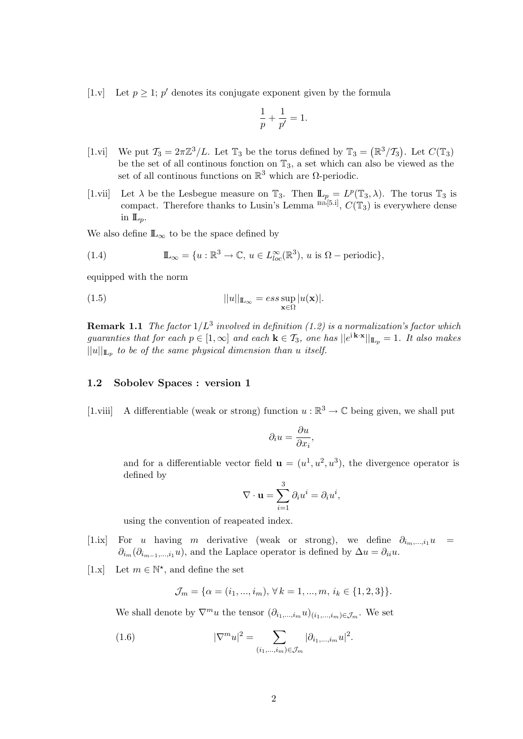[1.v] Let $p \geq 1$; $p'$ denotes its conjugate exponent given by the formula

$$\frac{1}{p} + \frac{1}{p'} = 1.$$

[1.vi] We put $\mathcal{T}_3 = 2\pi\mathbb{Z}^3/L$. Let $\mathbb{T}_3$ be the torus defined by $\mathbb{T}_3 = \left(\mathbb{R}^3/\mathcal{T}_3\right)$. Let $C(\mathbb{T}_3)$ be the set of all continous fonction on $\mathbb{T}_3$, a set which can also be viewed as the set of all continous functions on $\mathbb{R}^3$ which are $\Omega$-periodic.

[1.vii] Let $\lambda$ be the Lesbegue measure on $\mathbb{T}_3$. Then $\mathbb{L}_p = L^p(\mathbb{T}_3, \lambda)$. The torus $\mathbb{T}_3$ is compact. Therefore thanks to Lusin's Lemma [Bib[5.i]], $C(\mathbb{T}_3)$ is everywhere dense in $\mathbb{L}_p$.

We also define $\mathbb{L}_\infty$ to be the space defined by

$$\mathbb{L}_\infty = \{u : \mathbb{R}^3 \to \mathbb{C},\, u \in L^\infty_{loc}(\mathbb{R}^3),\, u \text{ is } \Omega - \text{periodic}\}, \tag{1.4}$$

equipped with the norm

$$||u||_{\mathbb{L}_\infty} = ess \sup_{\mathbf{x} \in \Omega} |u(\mathbf{x})|. \tag{1.5}$$

**Remark 1.1** *The factor $1/L^3$ involved in definition (1.2) is a normalization's factor which guaranties that for each $p \in [1, \infty]$ and each $\mathbf{k} \in \mathcal{T}_3$, one has $||e^{\mathrm{i}\,\mathbf{k}\cdot\mathbf{x}}||_{\mathbb{L}_p} = 1$. It also makes $||u||_{\mathbb{L}_p}$ to be of the same physical dimension than $u$ itself.*

## 1.2 Sobolev Spaces : version 1

[1.viii] A differentiable (weak or strong) function $u : \mathbb{R}^3 \to \mathbb{C}$ being given, we shall put

$$\partial_i u = \frac{\partial u}{\partial x_i},$$

and for a differentiable vector field $\mathbf{u} = (u^1, u^2, u^3)$, the divergence operator is defined by

$$\nabla \cdot \mathbf{u} = \sum_{i=1}^{3} \partial_i u^i = \partial_i u^i,$$

using the convention of reapeated index.

[1.ix] For $u$ having $m$ derivative (weak or strong), we define $\partial_{i_m,\ldots,i_1} u = \partial_{i_m}(\partial_{i_{m-1},\ldots,i_1} u)$, and the Laplace operator is defined by $\Delta u = \partial_{ii} u$.

[1.x] Let $m \in \mathbb{N}^\star$, and define the set

$$\mathcal{J}_m = \{\alpha = (i_1, \ldots, i_m),\, \forall\, k = 1, \ldots, m,\, i_k \in \{1, 2, 3\}\}.$$

We shall denote by $\nabla^m u$ the tensor $(\partial_{i_1,\ldots,i_m} u)_{(i_1,\ldots,i_m) \in \mathcal{J}_m}$. We set

$$|\nabla^m u|^2 = \sum_{(i_1,\ldots,i_m) \in \mathcal{J}_m} |\partial_{i_1,\ldots,i_m} u|^2. \tag{1.6}$$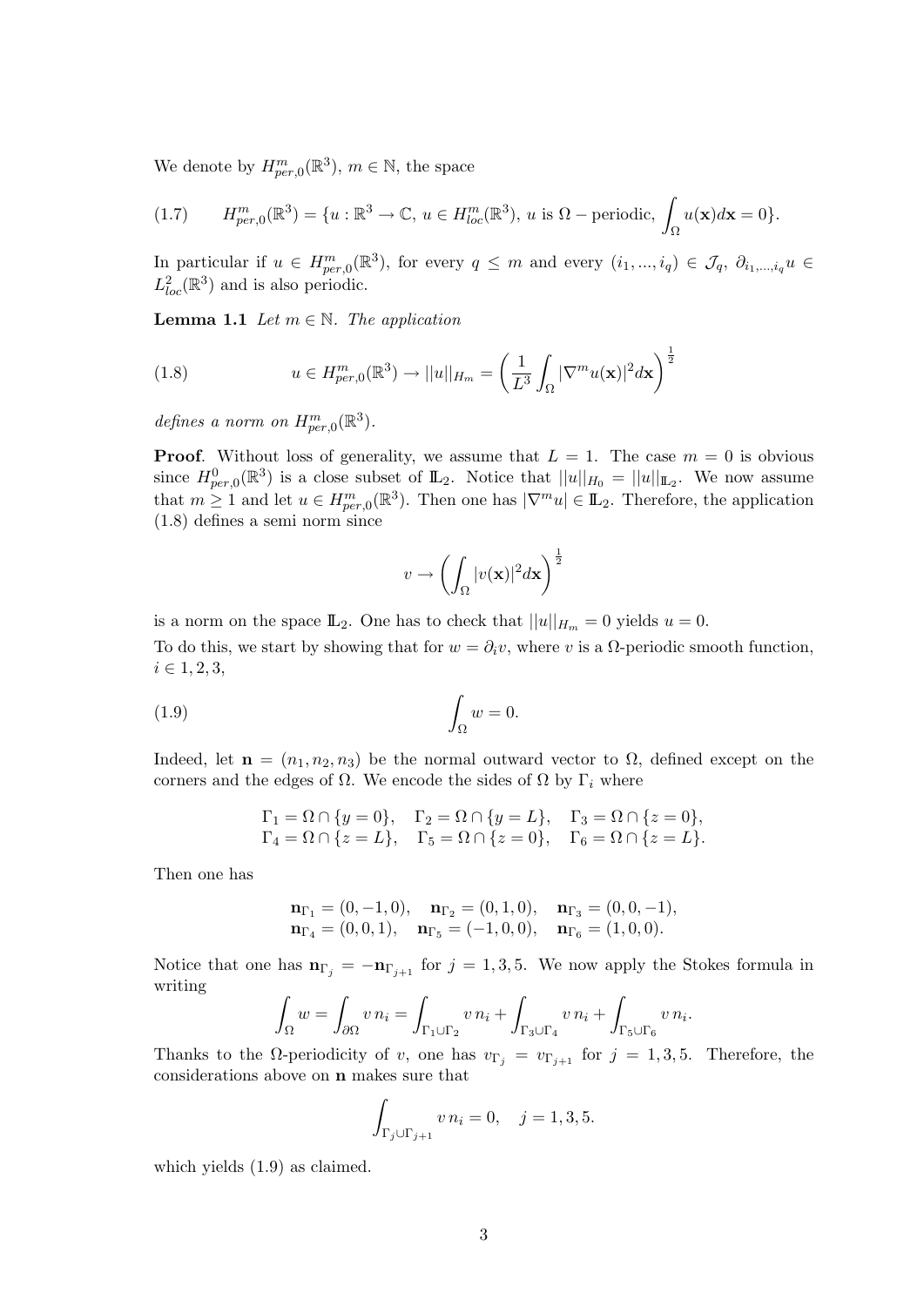We denote by $H^m_{per,0}(\mathbb{R}^3)$, $m \in \mathbb{N}$, the space

$$
(1.7) \qquad H^m_{per,0}(\mathbb{R}^3) = \{u : \mathbb{R}^3 \to \mathbb{C},\, u \in H^m_{loc}(\mathbb{R}^3),\, u \text{ is } \Omega-\text{periodic}, \int_\Omega u(\mathbf{x})d\mathbf{x} = 0\}.
$$

In particular if $u \in H^m_{per,0}(\mathbb{R}^3)$, for every $q \leq m$ and every $(i_1, ..., i_q) \in \mathcal{J}_q$, $\partial_{i_1,...,i_q} u \in L^2_{loc}(\mathbb{R}^3)$ and is also periodic.

**Lemma 1.1** *Let $m \in \mathbb{N}$. The application*

$$
(1.8) \qquad u \in H^m_{per,0}(\mathbb{R}^3) \to ||u||_{H_m} = \left( \frac{1}{L^3} \int_\Omega |\nabla^m u(\mathbf{x})|^2 d\mathbf{x} \right)^{\frac{1}{2}}
$$

*defines a norm on $H^m_{per,0}(\mathbb{R}^3)$.*

**Proof**. Without loss of generality, we assume that $L = 1$. The case $m = 0$ is obvious since $H^0_{per,0}(\mathbb{R}^3)$ is a close subset of $\mathbb{L}_2$. Notice that $||u||_{H_0} = ||u||_{\mathbb{L}_2}$. We now assume that $m \geq 1$ and let $u \in H^m_{per,0}(\mathbb{R}^3)$. Then one has $|\nabla^m u| \in \mathbb{L}_2$. Therefore, the application (1.8) defines a semi norm since

$$
v \to \left( \int_\Omega |v(\mathbf{x})|^2 d\mathbf{x} \right)^{\frac{1}{2}}
$$

is a norm on the space $\mathbb{L}_2$. One has to check that $||u||_{H_m} = 0$ yields $u = 0$.

To do this, we start by showing that for $w = \partial_i v$, where $v$ is a $\Omega$-periodic smooth function, $i \in 1, 2, 3$,

$$
(1.9) \qquad \int_\Omega w = 0.
$$

Indeed, let $\mathbf{n} = (n_1, n_2, n_3)$ be the normal outward vector to $\Omega$, defined except on the corners and the edges of $\Omega$. We encode the sides of $\Omega$ by $\Gamma_i$ where

$$
\Gamma_1 = \Omega \cap \{y = 0\}, \quad \Gamma_2 = \Omega \cap \{y = L\}, \quad \Gamma_3 = \Omega \cap \{z = 0\},
$$
$$
\Gamma_4 = \Omega \cap \{z = L\}, \quad \Gamma_5 = \Omega \cap \{z = 0\}, \quad \Gamma_6 = \Omega \cap \{z = L\}.
$$

Then one has

$$
\mathbf{n}_{\Gamma_1} = (0, -1, 0), \quad \mathbf{n}_{\Gamma_2} = (0, 1, 0), \quad \mathbf{n}_{\Gamma_3} = (0, 0, -1),
$$
$$
\mathbf{n}_{\Gamma_4} = (0, 0, 1), \quad \mathbf{n}_{\Gamma_5} = (-1, 0, 0), \quad \mathbf{n}_{\Gamma_6} = (1, 0, 0).
$$

Notice that one has $\mathbf{n}_{\Gamma_j} = -\mathbf{n}_{\Gamma_{j+1}}$ for $j = 1, 3, 5$. We now apply the Stokes formula in writing

$$
\int_\Omega w = \int_{\partial\Omega} v\, n_i = \int_{\Gamma_1 \cup \Gamma_2} v\, n_i + \int_{\Gamma_3 \cup \Gamma_4} v\, n_i + \int_{\Gamma_5 \cup \Gamma_6} v\, n_i.
$$

Thanks to the $\Omega$-periodicity of $v$, one has $v_{\Gamma_j} = v_{\Gamma_{j+1}}$ for $j = 1, 3, 5$. Therefore, the considerations above on $\mathbf{n}$ makes sure that

$$
\int_{\Gamma_j \cup \Gamma_{j+1}} v\, n_i = 0, \quad j = 1, 3, 5.
$$

which yields (1.9) as claimed.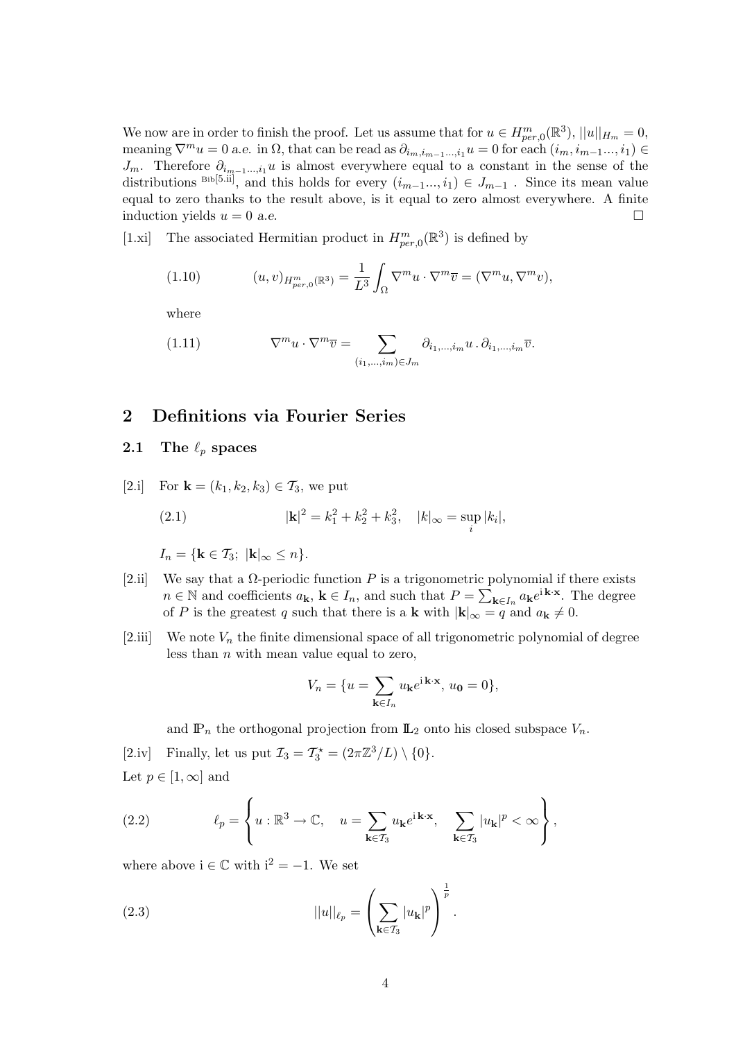We now are in order to finish the proof. Let us assume that for $u \in H^m_{per,0}(\mathbb{R}^3)$, $||u||_{H_m} = 0$, meaning $\nabla^m u = 0$ *a.e.* in $\Omega$, that can be read as $\partial_{i_m, i_{m-1} \dots, i_1} u = 0$ for each $(i_m, i_{m-1} \dots, i_1) \in J_m$. Therefore $\partial_{i_{m-1} \dots, i_1} u$ is almost everywhere equal to a constant in the sense of the distributions [Bib[5.ii]], and this holds for every $(i_{m-1} \dots, i_1) \in J_{m-1}$. Since its mean value equal to zero thanks to the result above, is it equal to zero almost everywhere. A finite induction yields $u = 0$ a.e. □

[1.xi] The associated Hermitian product in $H^m_{per,0}(\mathbb{R}^3)$ is defined by

$$
(u, v)_{H^m_{per,0}(\mathbb{R}^3)} = \frac{1}{L^3} \int_\Omega \nabla^m u \cdot \nabla^m \overline{v} = (\nabla^m u, \nabla^m v), \tag{1.10}
$$

where

$$
\nabla^m u \cdot \nabla^m \overline{v} = \sum_{(i_1, \dots, i_m) \in J_m} \partial_{i_1, \dots, i_m} u \,.\, \partial_{i_1, \dots, i_m} \overline{v}. \tag{1.11}
$$

## 2 Definitions via Fourier Series

### 2.1 The $\ell_p$ spaces

[2.i] For $\mathbf{k} = (k_1, k_2, k_3) \in \mathcal{T}_3$, we put

$$
|\mathbf{k}|^2 = k_1^2 + k_2^2 + k_3^2, \quad |k|_\infty = \sup_i |k_i|, \tag{2.1}
$$

$I_n = \{\mathbf{k} \in \mathcal{T}_3; \ |\mathbf{k}|_\infty \leq n\}$.

[2.ii] We say that a $\Omega$-periodic function $P$ is a trigonometric polynomial if there exists $n \in \mathbb{N}$ and coefficients $a_\mathbf{k}$, $\mathbf{k} \in I_n$, and such that $P = \sum_{\mathbf{k} \in I_n} a_\mathbf{k} e^{\mathrm{i}\,\mathbf{k} \cdot \mathbf{x}}$. The degree of $P$ is the greatest $q$ such that there is a $\mathbf{k}$ with $|\mathbf{k}|_\infty = q$ and $a_\mathbf{k} \neq 0$.

[2.iii] We note $V_n$ the finite dimensional space of all trigonometric polynomial of degree less than $n$ with mean value equal to zero,

$$
V_n = \{u = \sum_{\mathbf{k} \in I_n} u_\mathbf{k} e^{\mathrm{i}\,\mathbf{k} \cdot \mathbf{x}}, \ u_\mathbf{0} = 0\},
$$

and $\mathbb{P}_n$ the orthogonal projection from $\mathbb{L}_2$ onto his closed subspace $V_n$.

[2.iv] Finally, let us put $\mathcal{I}_3 = \mathcal{T}_3^\star = (2\pi\mathbb{Z}^3/L) \setminus \{0\}$.

Let $p \in [1, \infty]$ and

$$
\ell_p = \left\{ u : \mathbb{R}^3 \to \mathbb{C}, \quad u = \sum_{\mathbf{k} \in \mathcal{T}_3} u_\mathbf{k} e^{\mathrm{i}\,\mathbf{k} \cdot \mathbf{x}}, \quad \sum_{\mathbf{k} \in \mathcal{T}_3} |u_\mathbf{k}|^p < \infty \right\}, \tag{2.2}
$$

where above $\mathrm{i} \in \mathbb{C}$ with $\mathrm{i}^2 = -1$. We set

$$
||u||_{\ell_p} = \left( \sum_{\mathbf{k} \in \mathcal{T}_3} |u_\mathbf{k}|^p \right)^{\frac{1}{p}}. \tag{2.3}
$$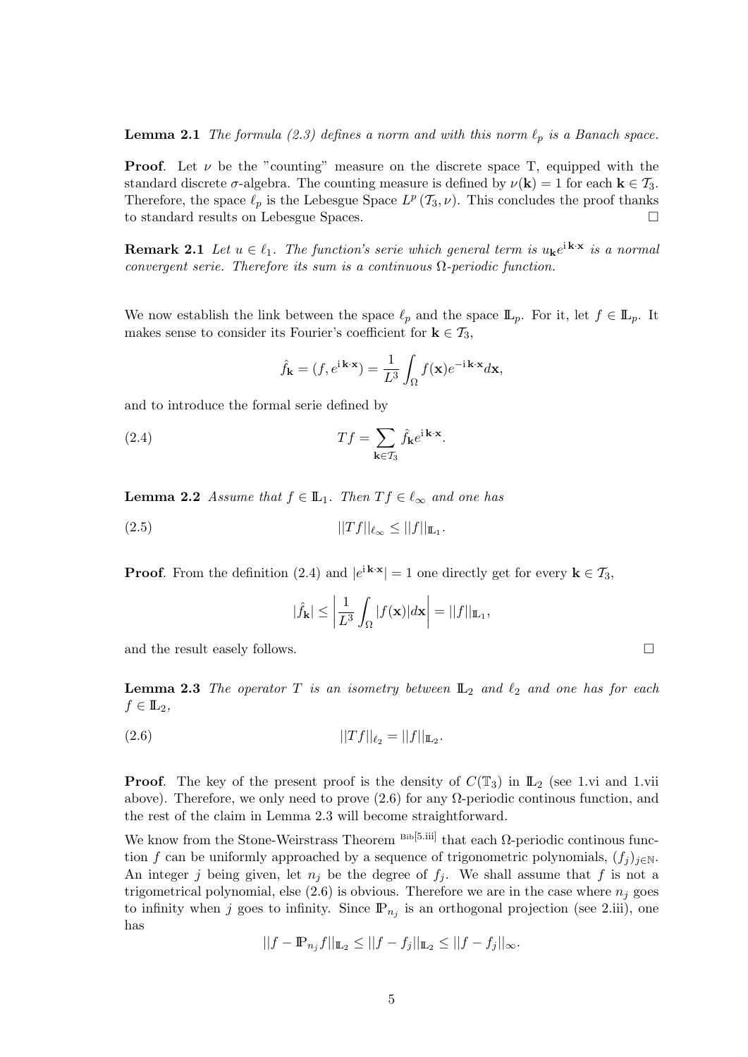**Lemma 2.1** *The formula (2.3) defines a norm and with this norm $\ell_p$ is a Banach space.*

**Proof**. Let $\nu$ be the "counting" measure on the discrete space T, equipped with the standard discrete $\sigma$-algebra. The counting measure is defined by $\nu(\mathbf{k}) = 1$ for each $\mathbf{k} \in \mathcal{T}_3$. Therefore, the space $\ell_p$ is the Lebesgue Space $L^p(\mathcal{T}_3, \nu)$. This concludes the proof thanks to standard results on Lebesgue Spaces. $\square$

**Remark 2.1** *Let $u \in \ell_1$. The function's serie which general term is $u_{\mathbf{k}} e^{\mathrm{i}\,\mathbf{k}\cdot\mathbf{x}}$ is a normal convergent serie. Therefore its sum is a continuous $\Omega$-periodic function.*

We now establish the link between the space $\ell_p$ and the space $\mathbb{L}_p$. For it, let $f \in \mathbb{L}_p$. It makes sense to consider its Fourier's coefficient for $\mathbf{k} \in \mathcal{T}_3$,

$$\hat{f}_{\mathbf{k}} = (f, e^{\mathrm{i}\,\mathbf{k}\cdot\mathbf{x}}) = \frac{1}{L^3} \int_\Omega f(\mathbf{x}) e^{-\mathrm{i}\,\mathbf{k}\cdot\mathbf{x}} d\mathbf{x},$$

and to introduce the formal serie defined by

$$Tf = \sum_{\mathbf{k} \in \mathcal{T}_3} \hat{f}_{\mathbf{k}} e^{\mathrm{i}\,\mathbf{k}\cdot\mathbf{x}}. \tag{2.4}$$

**Lemma 2.2** *Assume that $f \in \mathbb{L}_1$. Then $Tf \in \ell_\infty$ and one has*

$$||Tf||_{\ell_\infty} \leq ||f||_{\mathbb{L}_1}. \tag{2.5}$$

**Proof**. From the definition (2.4) and $|e^{\mathrm{i}\,\mathbf{k}\cdot\mathbf{x}}| = 1$ one directly get for every $\mathbf{k} \in \mathcal{T}_3$,

$$|\hat{f}_{\mathbf{k}}| \leq \left| \frac{1}{L^3} \int_\Omega |f(\mathbf{x})| d\mathbf{x} \right| = ||f||_{\mathbb{L}_1},$$

and the result easely follows. $\square$

**Lemma 2.3** *The operator $T$ is an isometry between $\mathbb{L}_2$ and $\ell_2$ and one has for each $f \in \mathbb{L}_2$,*

$$||Tf||_{\ell_2} = ||f||_{\mathbb{L}_2}. \tag{2.6}$$

**Proof**. The key of the present proof is the density of $C(\mathbb{T}_3)$ in $\mathbb{L}_2$ (see 1.vi and 1.vii above). Therefore, we only need to prove (2.6) for any $\Omega$-periodic continous function, and the rest of the claim in Lemma 2.3 will become straightforward.

We know from the Stone-Weirstrass Theorem Bib[5.iii] that each $\Omega$-periodic continous function $f$ can be uniformly approached by a sequence of trigonometric polynomials, $(f_j)_{j \in \mathbb{N}}$. An integer $j$ being given, let $n_j$ be the degree of $f_j$. We shall assume that $f$ is not a trigometrical polynomial, else (2.6) is obvious. Therefore we are in the case where $n_j$ goes to infinity when $j$ goes to infinity. Since $\mathbb{P}_{n_j}$ is an orthogonal projection (see 2.iii), one has

$$||f - \mathbb{P}_{n_j} f||_{\mathbb{L}_2} \leq ||f - f_j||_{\mathbb{L}_2} \leq ||f - f_j||_\infty.$$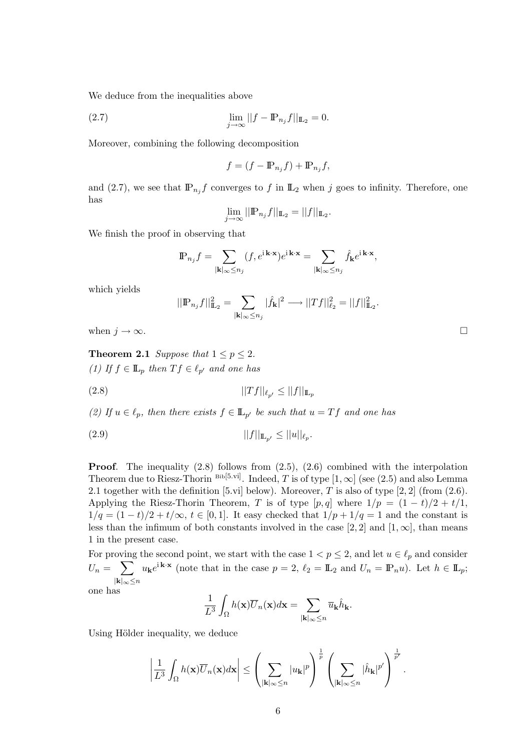We deduce from the inequalities above

$$\lim_{j\to\infty} ||f - \mathbb{P}_{n_j} f||_{\mathbb{L}_2} = 0. \tag{2.7}$$

Moreover, combining the following decomposition

$$f = (f - \mathbb{P}_{n_j} f) + \mathbb{P}_{n_j} f,$$

and (2.7), we see that $\mathbb{P}_{n_j} f$ converges to $f$ in $\mathbb{L}_2$ when $j$ goes to infinity. Therefore, one has

$$\lim_{j\to\infty} ||\mathbb{P}_{n_j} f||_{\mathbb{L}_2} = ||f||_{\mathbb{L}_2}.$$

We finish the proof in observing that

$$\mathbb{P}_{n_j} f = \sum_{|\mathbf{k}|_\infty \le n_j} (f, e^{\mathrm{i}\,\mathbf{k}\cdot\mathbf{x}}) e^{\mathrm{i}\,\mathbf{k}\cdot\mathbf{x}} = \sum_{|\mathbf{k}|_\infty \le n_j} \hat{f}_{\mathbf{k}} e^{\mathrm{i}\,\mathbf{k}\cdot\mathbf{x}},$$

which yields

$$||\mathbb{P}_{n_j} f||^2_{\mathbb{L}_2} = \sum_{|\mathbf{k}|_\infty \le n_j} |\hat{f}_{\mathbf{k}}|^2 \longrightarrow ||Tf||^2_{\ell_2} = ||f||^2_{\mathbb{L}_2}.$$

when $j \to \infty$. □

**Theorem 2.1** *Suppose that $1 \le p \le 2$.*
*(1) If $f \in \mathbb{L}_p$ then $Tf \in \ell_{p'}$ and one has*

$$||Tf||_{\ell_{p'}} \le ||f||_{\mathbb{L}_p} \tag{2.8}$$

*(2) If $u \in \ell_p$, then there exists $f \in \mathbb{L}_{p'}$ be such that $u = Tf$ and one has*

$$||f||_{\mathbb{L}_{p'}} \le ||u||_{\ell_p}. \tag{2.9}$$

**Proof**. The inequality (2.8) follows from (2.5), (2.6) combined with the interpolation Theorem due to Riesz-Thorin [Bib[5.vi]]. Indeed, $T$ is of type $[1, \infty]$ (see (2.5) and also Lemma 2.1 together with the definition [5.vi] below). Moreover, $T$ is also of type $[2, 2]$ (from (2.6). Applying the Riesz-Thorin Theorem, $T$ is of type $[p, q]$ where $1/p = (1-t)/2 + t/1$, $1/q = (1-t)/2 + t/\infty$, $t \in [0, 1]$. It easy checked that $1/p + 1/q = 1$ and the constant is less than the infimum of both constants involved in the case $[2, 2]$ and $[1, \infty]$, than means 1 in the present case.

For proving the second point, we start with the case $1 < p \le 2$, and let $u \in \ell_p$ and consider $U_n = \sum_{|\mathbf{k}|_\infty \le n} u_{\mathbf{k}} e^{\mathrm{i}\,\mathbf{k}\cdot\mathbf{x}}$ (note that in the case $p = 2$, $\ell_2 = \mathbb{L}_2$ and $U_n = \mathbb{P}_n u$). Let $h \in \mathbb{L}_p$; one has

$$\frac{1}{L^3} \int_\Omega h(\mathbf{x}) \overline{U}_n(\mathbf{x}) d\mathbf{x} = \sum_{|\mathbf{k}|_\infty \le n} \overline{u}_{\mathbf{k}} \hat{h}_{\mathbf{k}}.$$

Using Hölder inequality, we deduce

$$\left| \frac{1}{L^3} \int_\Omega h(\mathbf{x}) \overline{U}_n(\mathbf{x}) d\mathbf{x} \right| \le \left( \sum_{|\mathbf{k}|_\infty \le n} |u_{\mathbf{k}}|^p \right)^{\frac{1}{p}} \left( \sum_{|\mathbf{k}|_\infty \le n} |\hat{h}_{\mathbf{k}}|^{p'} \right)^{\frac{1}{p'}}.$$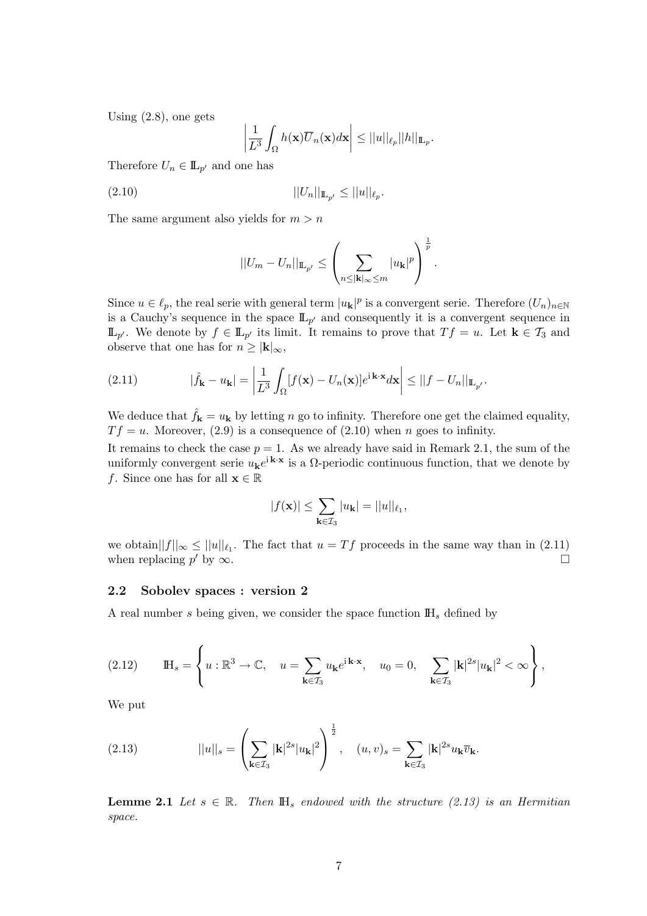Using (2.8), one gets

$$\left| \frac{1}{L^3} \int_\Omega h(\mathbf{x}) \overline{U}_n(\mathbf{x}) d\mathbf{x} \right| \leq ||u||_{\ell_p} ||h||_{\mathbb{L}_p}.$$

Therefore $U_n \in \mathbb{L}_{p'}$ and one has

$$||U_n||_{\mathbb{L}_{p'}} \leq ||u||_{\ell_p}. \tag{2.10}$$

The same argument also yields for $m > n$

$$||U_m - U_n||_{\mathbb{L}_{p'}} \leq \left( \sum_{n \leq |\mathbf{k}|_\infty \leq m} |u_\mathbf{k}|^p \right)^{\frac{1}{p}}.$$

Since $u \in \ell_p$, the real serie with general term $|u_\mathbf{k}|^p$ is a convergent serie. Therefore $(U_n)_{n \in \mathbb{N}}$ is a Cauchy's sequence in the space $\mathbb{L}_{p'}$ and consequently it is a convergent sequence in $\mathbb{L}_{p'}$. We denote by $f \in \mathbb{L}_{p'}$ its limit. It remains to prove that $Tf = u$. Let $\mathbf{k} \in \mathcal{T}_3$ and observe that one has for $n \geq |\mathbf{k}|_\infty$,

$$|\hat{f}_\mathbf{k} - u_\mathbf{k}| = \left| \frac{1}{L^3} \int_\Omega [f(\mathbf{x}) - U_n(\mathbf{x})] e^{\mathrm{i}\,\mathbf{k}\cdot\mathbf{x}} d\mathbf{x} \right| \leq ||f - U_n||_{\mathbb{L}_{p'}}. \tag{2.11}$$

We deduce that $\hat{f}_\mathbf{k} = u_\mathbf{k}$ by letting $n$ go to infinity. Therefore one get the claimed equality, $Tf = u$. Moreover, (2.9) is a consequence of (2.10) when $n$ goes to infinity.

It remains to check the case $p = 1$. As we already have said in Remark 2.1, the sum of the uniformly convergent serie $u_\mathbf{k} e^{\mathrm{i}\,\mathbf{k}\cdot\mathbf{x}}$ is a $\Omega$-periodic continuous function, that we denote by $f$. Since one has for all $\mathbf{x} \in \mathbb{R}$

$$|f(\mathbf{x})| \leq \sum_{\mathbf{k} \in \mathcal{I}_3} |u_\mathbf{k}| = ||u||_{\ell_1},$$

we obtain$||f||_\infty \leq ||u||_{\ell_1}$. The fact that $u = Tf$ proceeds in the same way than in (2.11) when replacing $p'$ by $\infty$. □

## 2.2 Sobolev spaces : version 2

A real number $s$ being given, we consider the space function $\mathbb{H}_s$ defined by

$$\mathbb{H}_s = \left\{ u : \mathbb{R}^3 \to \mathbb{C}, \quad u = \sum_{\mathbf{k} \in \mathcal{T}_3} u_\mathbf{k} e^{\mathrm{i}\,\mathbf{k}\cdot\mathbf{x}}, \quad u_0 = 0, \quad \sum_{\mathbf{k} \in \mathcal{T}_3} |\mathbf{k}|^{2s} |u_\mathbf{k}|^2 < \infty \right\}, \tag{2.12}$$

We put

$$||u||_s = \left( \sum_{\mathbf{k} \in \mathcal{I}_3} |\mathbf{k}|^{2s} |u_\mathbf{k}|^2 \right)^{\frac{1}{2}}, \quad (u, v)_s = \sum_{\mathbf{k} \in \mathcal{I}_3} |\mathbf{k}|^{2s} u_\mathbf{k} \overline{v}_\mathbf{k}. \tag{2.13}$$

**Lemme 2.1** *Let $s \in \mathbb{R}$. Then $\mathbb{H}_s$ endowed with the structure (2.13) is an Hermitian space.*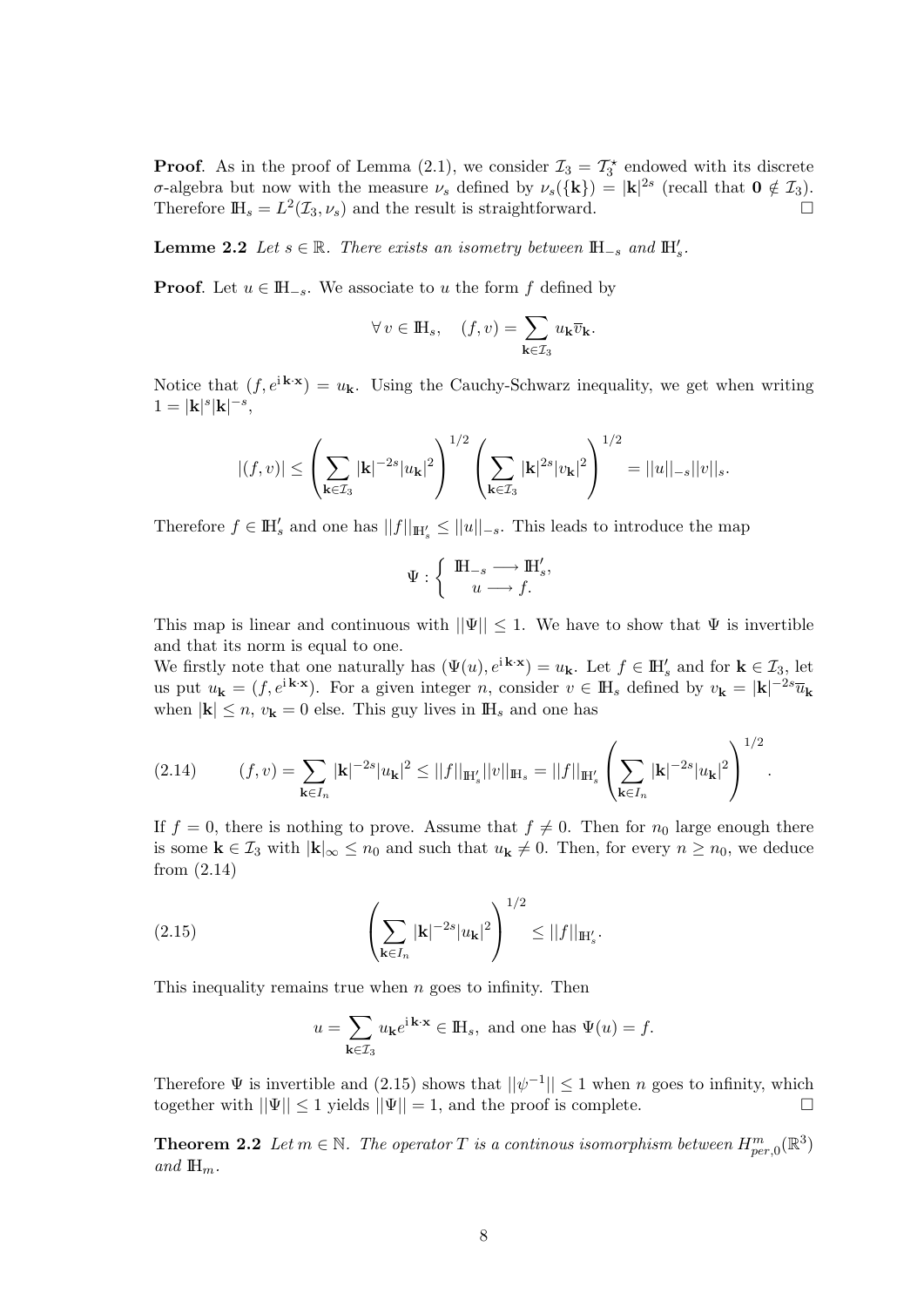**Proof**. As in the proof of Lemma (2.1), we consider $\mathcal{I}_3 = \mathcal{T}_3^\star$ endowed with its discrete $\sigma$-algebra but now with the measure $\nu_s$ defined by $\nu_s(\{\mathbf{k}\}) = |\mathbf{k}|^{2s}$ (recall that $\mathbf{0} \notin \mathcal{I}_3$). Therefore $\mathbb{H}_s = L^2(\mathcal{I}_3, \nu_s)$ and the result is straightforward. $\square$

**Lemme 2.2** *Let $s \in \mathbb{R}$. There exists an isometry between $\mathbb{H}_{-s}$ and $\mathbb{H}_s'$.*

**Proof**. Let $u \in \mathbb{H}_{-s}$. We associate to $u$ the form $f$ defined by

$$\forall\, v \in \mathbb{H}_s, \quad (f, v) = \sum_{\mathbf{k}\in\mathcal{I}_3} u_{\mathbf{k}} \overline{v}_{\mathbf{k}}.$$

Notice that $(f, e^{\mathrm{i}\,\mathbf{k}\cdot\mathbf{x}}) = u_{\mathbf{k}}$. Using the Cauchy-Schwarz inequality, we get when writing $1 = |\mathbf{k}|^s |\mathbf{k}|^{-s}$,

$$|(f,v)| \leq \left( \sum_{\mathbf{k}\in\mathcal{I}_3} |\mathbf{k}|^{-2s} |u_{\mathbf{k}}|^2 \right)^{1/2} \left( \sum_{\mathbf{k}\in\mathcal{I}_3} |\mathbf{k}|^{2s} |v_{\mathbf{k}}|^2 \right)^{1/2} = ||u||_{-s} ||v||_s.$$

Therefore $f \in \mathbb{H}_s'$ and one has $||f||_{\mathbb{H}_s'} \leq ||u||_{-s}$. This leads to introduce the map

$$\Psi : \left\{ \begin{array}{c} \mathbb{H}_{-s} \longrightarrow \mathbb{H}_s', \\ u \longrightarrow f. \end{array} \right.$$

This map is linear and continuous with $||\Psi|| \leq 1$. We have to show that $\Psi$ is invertible and that its norm is equal to one.
We firstly note that one naturally has $(\Psi(u), e^{\mathrm{i}\,\mathbf{k}\cdot\mathbf{x}}) = u_{\mathbf{k}}$. Let $f \in \mathbb{H}_s'$ and for $\mathbf{k} \in \mathcal{I}_3$, let us put $u_{\mathbf{k}} = (f, e^{\mathrm{i}\,\mathbf{k}\cdot\mathbf{x}})$. For a given integer $n$, consider $v \in \mathbb{H}_s$ defined by $v_{\mathbf{k}} = |\mathbf{k}|^{-2s} \overline{u}_{\mathbf{k}}$ when $|\mathbf{k}| \leq n$, $v_{\mathbf{k}} = 0$ else. This guy lives in $\mathbb{H}_s$ and one has

$$(f,v) = \sum_{\mathbf{k}\in I_n} |\mathbf{k}|^{-2s} |u_{\mathbf{k}}|^2 \leq ||f||_{\mathbb{H}_s'} ||v||_{\mathbb{H}_s} = ||f||_{\mathbb{H}_s'} \left( \sum_{\mathbf{k}\in I_n} |\mathbf{k}|^{-2s} |u_{\mathbf{k}}|^2 \right)^{1/2}. \tag{2.14}$$

If $f = 0$, there is nothing to prove. Assume that $f \neq 0$. Then for $n_0$ large enough there is some $\mathbf{k} \in \mathcal{I}_3$ with $|\mathbf{k}|_\infty \leq n_0$ and such that $u_{\mathbf{k}} \neq 0$. Then, for every $n \geq n_0$, we deduce from (2.14)

$$\left( \sum_{\mathbf{k}\in I_n} |\mathbf{k}|^{-2s} |u_{\mathbf{k}}|^2 \right)^{1/2} \leq ||f||_{\mathbb{H}_s'}. \tag{2.15}$$

This inequality remains true when $n$ goes to infinity. Then

$$u = \sum_{\mathbf{k}\in\mathcal{I}_3} u_{\mathbf{k}} e^{\mathrm{i}\,\mathbf{k}\cdot\mathbf{x}} \in \mathbb{H}_s, \text{ and one has } \Psi(u) = f.$$

Therefore $\Psi$ is invertible and (2.15) shows that $||\psi^{-1}|| \leq 1$ when $n$ goes to infinity, which together with $||\Psi|| \leq 1$ yields $||\Psi|| = 1$, and the proof is complete. $\square$

**Theorem 2.2** *Let $m \in \mathbb{N}$. The operator $T$ is a continous isomorphism between $H^m_{per,0}(\mathbb{R}^3)$ and $\mathbb{H}_m$.*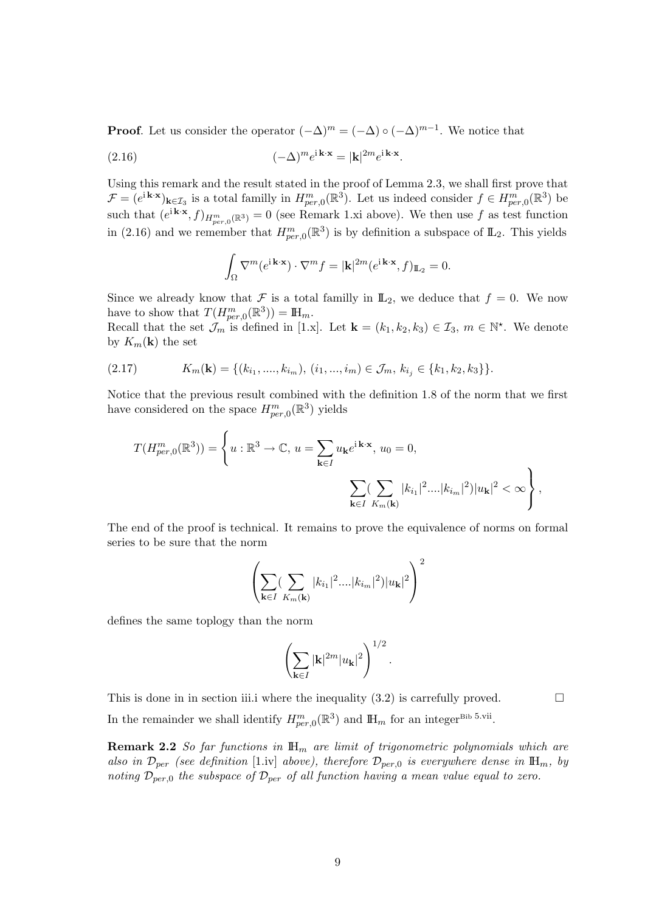**Proof**. Let us consider the operator $(-\Delta)^m = (-\Delta) \circ (-\Delta)^{m-1}$. We notice that

$$(-\Delta)^m e^{\mathrm{i}\,\mathbf{k}\cdot\mathbf{x}} = |\mathbf{k}|^{2m} e^{\mathrm{i}\,\mathbf{k}\cdot\mathbf{x}}. \tag{2.16}$$

Using this remark and the result stated in the proof of Lemma 2.3, we shall first prove that $\mathcal{F} = (e^{\mathrm{i}\,\mathbf{k}\cdot\mathbf{x}})_{\mathbf{k}\in\mathcal{I}_3}$ is a total familly in $H^m_{per,0}(\mathbb{R}^3)$. Let us indeed consider $f \in H^m_{per,0}(\mathbb{R}^3)$ be such that $(e^{\mathrm{i}\,\mathbf{k}\cdot\mathbf{x}}, f)_{H^m_{per,0}(\mathbb{R}^3)} = 0$ (see Remark 1.xi above). We then use $f$ as test function in (2.16) and we remember that $H^m_{per,0}(\mathbb{R}^3)$ is by definition a subspace of $\mathbb{L}_2$. This yields

$$\int_\Omega \nabla^m(e^{\mathrm{i}\,\mathbf{k}\cdot\mathbf{x}}) \cdot \nabla^m f = |\mathbf{k}|^{2m}(e^{\mathrm{i}\,\mathbf{k}\cdot\mathbf{x}}, f)_{\mathbb{L}_2} = 0.$$

Since we already know that $\mathcal{F}$ is a total familly in $\mathbb{L}_2$, we deduce that $f = 0$. We now have to show that $T(H^m_{per,0}(\mathbb{R}^3)) = \mathbb{H}_m$.
Recall that the set $\mathcal{J}_m$ is defined in [1.x]. Let $\mathbf{k} = (k_1, k_2, k_3) \in \mathcal{I}_3$, $m \in \mathbb{N}^\star$. We denote by $K_m(\mathbf{k})$ the set

$$K_m(\mathbf{k}) = \{(k_{i_1}, ...., k_{i_m}),\ (i_1, ..., i_m) \in \mathcal{J}_m,\ k_{i_j} \in \{k_1, k_2, k_3\}\}. \tag{2.17}$$

Notice that the previous result combined with the definition 1.8 of the norm that we first have considered on the space $H^m_{per,0}(\mathbb{R}^3)$ yields

$$T(H^m_{per,0}(\mathbb{R}^3)) = \left\{ u : \mathbb{R}^3 \to \mathbb{C},\ u = \sum_{\mathbf{k}\in I} u_{\mathbf{k}} e^{\mathrm{i}\,\mathbf{k}\cdot\mathbf{x}},\ u_0 = 0, \right.$$
$$\left. \sum_{\mathbf{k}\in I} (\sum_{K_m(\mathbf{k})} |k_{i_1}|^2 ....|k_{i_m}|^2)|u_{\mathbf{k}}|^2 < \infty \right\},$$

The end of the proof is technical. It remains to prove the equivalence of norms on formal series to be sure that the norm

$$\left( \sum_{\mathbf{k}\in I} (\sum_{K_m(\mathbf{k})} |k_{i_1}|^2 ....|k_{i_m}|^2)|u_{\mathbf{k}}|^2 \right)^2$$

defines the same toplogy than the norm

$$\left( \sum_{\mathbf{k}\in I} |\mathbf{k}|^{2m} |u_{\mathbf{k}}|^2 \right)^{1/2}.$$

This is done in in section iii.i where the inequality (3.2) is carrefully proved. $\square$

In the remainder we shall identify $H^m_{per,0}(\mathbb{R}^3)$ and $\mathbb{H}_m$ for an integer[Bib 5.vii].

**Remark 2.2** *So far functions in $\mathbb{H}_m$ are limit of trigonometric polynomials which are also in $\mathcal{D}_{per}$ (see definition [1.iv] above), therefore $\mathcal{D}_{per,0}$ is everywhere dense in $\mathbb{H}_m$, by noting $\mathcal{D}_{per,0}$ the subspace of $\mathcal{D}_{per}$ of all function having a mean value equal to zero.*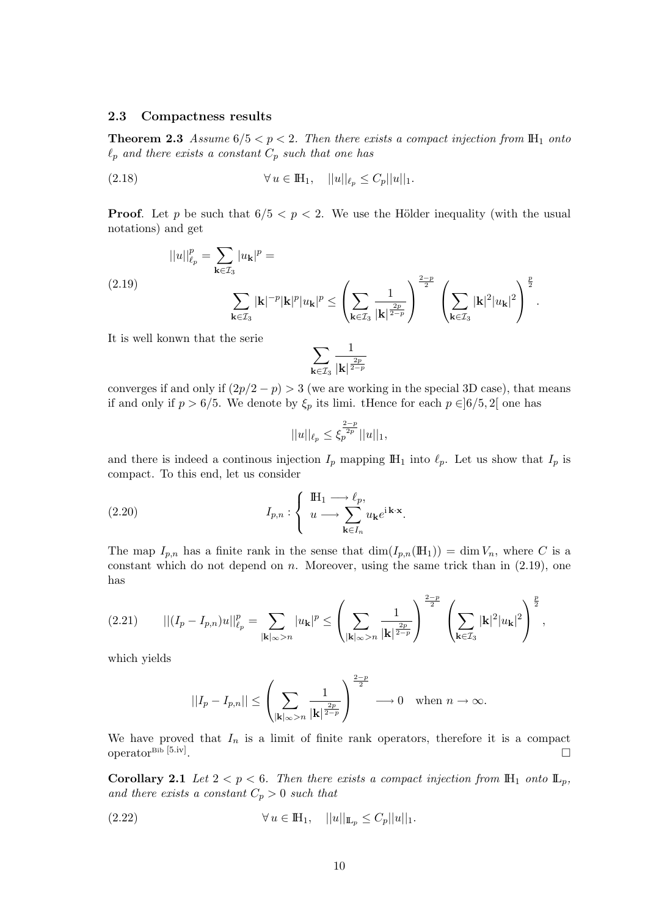### 2.3 Compactness results

**Theorem 2.3** *Assume $6/5 < p < 2$. Then there exists a compact injection from $\mathbb{H}_1$ onto $\ell_p$ and there exists a constant $C_p$ such that one has*

$$\forall\, u \in \mathbb{H}_1, \quad ||u||_{\ell_p} \leq C_p ||u||_1. \tag{2.18}$$

**Proof**. Let $p$ be such that $6/5 < p < 2$. We use the Hölder inequality (with the usual notations) and get

$$\begin{aligned} &||u||_{\ell_p}^p = \sum_{\mathbf{k}\in\mathcal{I}_3} |u_{\mathbf{k}}|^p = \\ &\sum_{\mathbf{k}\in\mathcal{I}_3} |\mathbf{k}|^{-p}|\mathbf{k}|^p|u_{\mathbf{k}}|^p \leq \left(\sum_{\mathbf{k}\in\mathcal{I}_3} \frac{1}{|\mathbf{k}|^{\frac{2p}{2-p}}}\right)^{\frac{2-p}{2}} \left(\sum_{\mathbf{k}\in\mathcal{I}_3} |\mathbf{k}|^2|u_{\mathbf{k}}|^2\right)^{\frac{p}{2}}. \end{aligned} \tag{2.19}$$

It is well konwn that the serie

$$\sum_{\mathbf{k}\in\mathcal{I}_3} \frac{1}{|\mathbf{k}|^{\frac{2p}{2-p}}}$$

converges if and only if $(2p/2-p) > 3$ (we are working in the special 3D case), that means if and only if $p > 6/5$. We denote by $\xi_p$ its limi. tHence for each $p \in ]6/5, 2[$ one has

$$||u||_{\ell_p} \leq \xi_p^{\frac{2-p}{2p}} ||u||_1,$$

and there is indeed a continous injection $I_p$ mapping $\mathbb{H}_1$ into $\ell_p$. Let us show that $I_p$ is compact. To this end, let us consider

$$I_{p,n} : \left\{ \begin{array}{l} \mathbb{H}_1 \longrightarrow \ell_p, \\ u \longrightarrow \displaystyle\sum_{\mathbf{k}\in I_n} u_{\mathbf{k}} e^{\mathrm{i}\,\mathbf{k}\cdot\mathbf{x}}. \end{array} \right. \tag{2.20}$$

The map $I_{p,n}$ has a finite rank in the sense that $\dim(I_{p,n}(\mathbb{H}_1)) = \dim V_n$, where $C$ is a constant which do not depend on $n$. Moreover, using the same trick than in (2.19), one has

$$||(I_p - I_{p,n})u||_{\ell_p}^p = \sum_{|\mathbf{k}|_\infty > n} |u_{\mathbf{k}}|^p \leq \left(\sum_{|\mathbf{k}|_\infty > n} \frac{1}{|\mathbf{k}|^{\frac{2p}{2-p}}}\right)^{\frac{2-p}{2}} \left(\sum_{\mathbf{k}\in\mathcal{I}_3} |\mathbf{k}|^2|u_{\mathbf{k}}|^2\right)^{\frac{p}{2}}, \tag{2.21}$$

which yields

$$||I_p - I_{p,n}|| \leq \left(\sum_{|\mathbf{k}|_\infty > n} \frac{1}{|\mathbf{k}|^{\frac{2p}{2-p}}}\right)^{\frac{2-p}{2}} \longrightarrow 0 \quad \text{when } n \to \infty.$$

We have proved that $I_n$ is a limit of finite rank operators, therefore it is a compact operator[Bib [5.iv]]. □

**Corollary 2.1** *Let $2 < p < 6$. Then there exists a compact injection from $\mathbb{H}_1$ onto $\mathbb{L}_p$, and there exists a constant $C_p > 0$ such that*

$$\forall\, u \in \mathbb{H}_1, \quad ||u||_{\mathbb{L}_p} \leq C_p ||u||_1. \tag{2.22}$$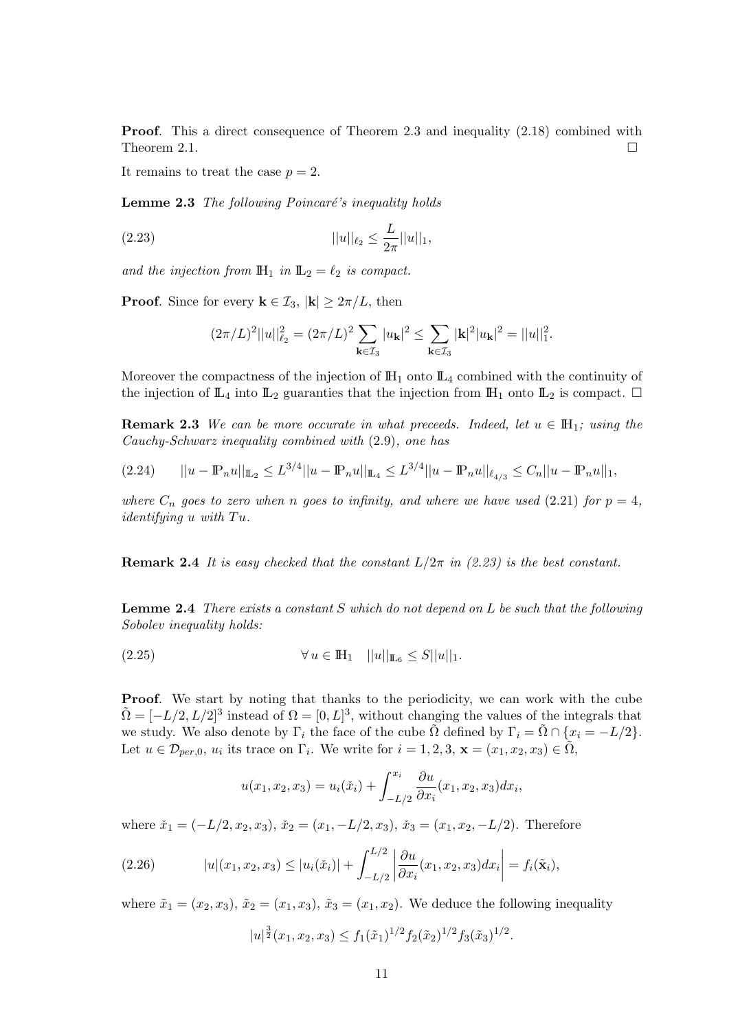**Proof**. This a direct consequence of Theorem 2.3 and inequality (2.18) combined with Theorem 2.1. $\square$

It remains to treat the case $p = 2$.

**Lemme 2.3** *The following Poincaré's inequality holds*

$$||u||_{\ell_2} \leq \frac{L}{2\pi}||u||_1, \tag{2.23}$$

*and the injection from $\mathbb{H}_1$ in $\mathbb{L}_2 = \ell_2$ is compact.*

**Proof**. Since for every $\mathbf{k} \in \mathcal{I}_3$, $|\mathbf{k}| \geq 2\pi/L$, then

$$(2\pi/L)^2||u||_{\ell_2}^2 = (2\pi/L)^2 \sum_{\mathbf{k}\in\mathcal{I}_3} |u_{\mathbf{k}}|^2 \leq \sum_{\mathbf{k}\in\mathcal{I}_3} |\mathbf{k}|^2|u_{\mathbf{k}}|^2 = ||u||_1^2.$$

Moreover the compactness of the injection of $\mathbb{H}_1$ onto $\mathbb{L}_4$ combined with the continuity of the injection of $\mathbb{L}_4$ into $\mathbb{L}_2$ guaranties that the injection from $\mathbb{H}_1$ onto $\mathbb{L}_2$ is compact. $\square$

**Remark 2.3** *We can be more occurate in what preceeds. Indeed, let $u \in \mathbb{H}_1$; using the Cauchy-Schwarz inequality combined with* (2.9)*, one has*

$$||u - \mathbb{P}_n u||_{\mathbb{L}_2} \leq L^{3/4}||u - \mathbb{P}_n u||_{\mathbb{L}_4} \leq L^{3/4}||u - \mathbb{P}_n u||_{\ell_{4/3}} \leq C_n||u - \mathbb{P}_n u||_1, \tag{2.24}$$

*where $C_n$ goes to zero when $n$ goes to infinity, and where we have used* (2.21) *for $p = 4$, identifying $u$ with $Tu$.*

**Remark 2.4** *It is easy checked that the constant $L/2\pi$ in (2.23) is the best constant.*

**Lemme 2.4** *There exists a constant $S$ which do not depend on $L$ be such that the following Sobolev inequality holds:*

$$\forall\, u \in \mathbb{H}_1 \quad ||u||_{\mathbb{L}_6} \leq S||u||_1. \tag{2.25}$$

**Proof**. We start by noting that thanks to the periodicity, we can work with the cube $\tilde{\Omega} = [-L/2, L/2]^3$ instead of $\Omega = [0, L]^3$, without changing the values of the integrals that we study. We also denote by $\Gamma_i$ the face of the cube $\tilde{\Omega}$ defined by $\Gamma_i = \tilde{\Omega} \cap \{x_i = -L/2\}$. Let $u \in \mathcal{D}_{per,0}$, $u_i$ its trace on $\Gamma_i$. We write for $i = 1, 2, 3$, $\mathbf{x} = (x_1, x_2, x_3) \in \tilde{\Omega}$,

$$u(x_1, x_2, x_3) = u_i(\check{x}_i) + \int_{-L/2}^{x_i} \frac{\partial u}{\partial x_i}(x_1, x_2, x_3)dx_i,$$

where $\check{x}_1 = (-L/2, x_2, x_3)$, $\check{x}_2 = (x_1, -L/2, x_3)$, $\check{x}_3 = (x_1, x_2, -L/2)$. Therefore

$$|u|(x_1, x_2, x_3) \leq |u_i(\check{x}_i)| + \int_{-L/2}^{L/2} \left|\frac{\partial u}{\partial x_i}(x_1, x_2, x_3)dx_i\right| = f_i(\tilde{\mathbf{x}}_i), \tag{2.26}$$

where $\tilde{x}_1 = (x_2, x_3)$, $\tilde{x}_2 = (x_1, x_3)$, $\tilde{x}_3 = (x_1, x_2)$. We deduce the following inequality

$$|u|^{\frac{3}{2}}(x_1, x_2, x_3) \leq f_1(\tilde{x}_1)^{1/2} f_2(\tilde{x}_2)^{1/2} f_3(\tilde{x}_3)^{1/2}.$$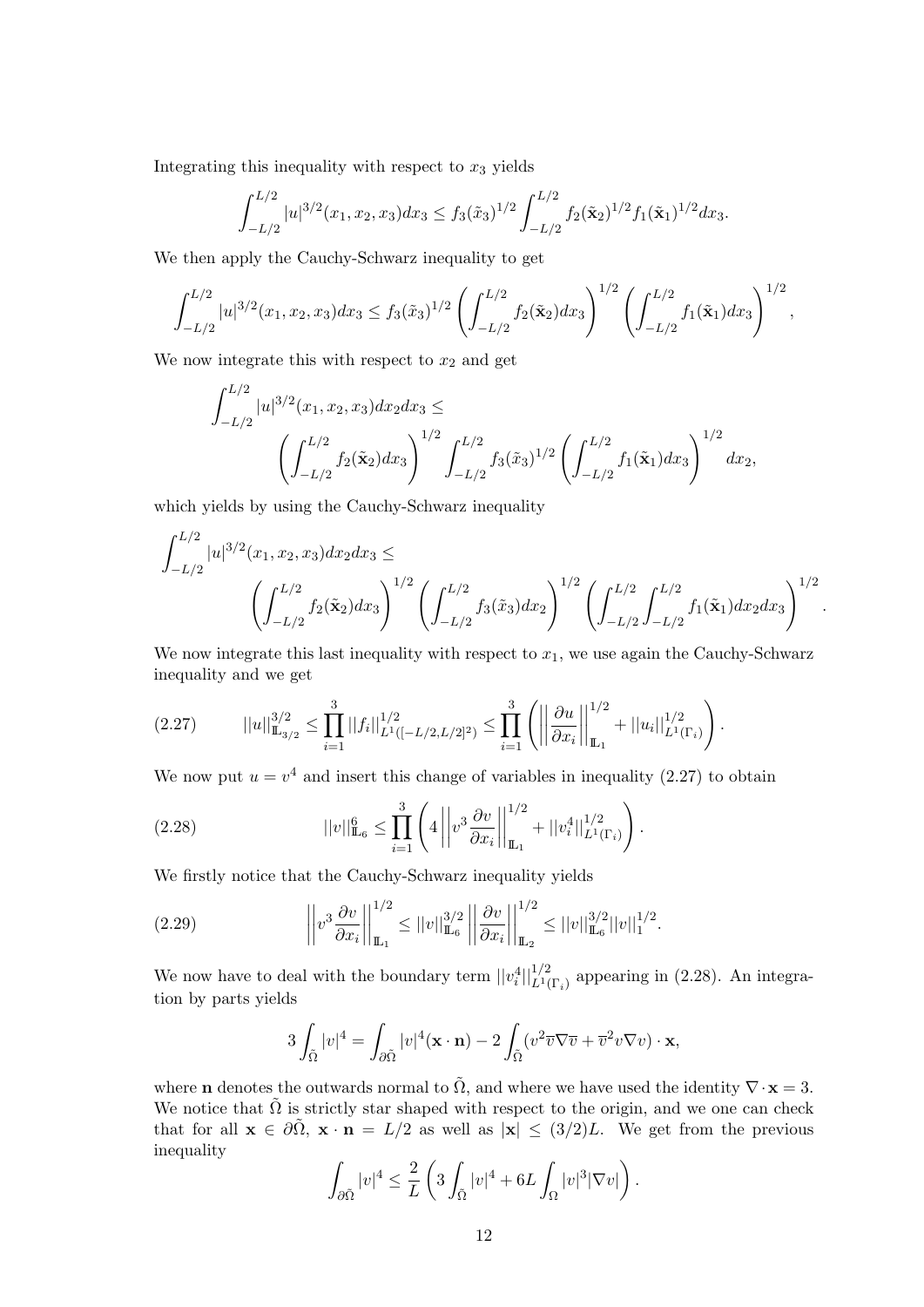Integrating this inequality with respect to $x_3$ yields

$$\int_{-L/2}^{L/2} |u|^{3/2}(x_1,x_2,x_3)dx_3 \leq f_3(\tilde{x}_3)^{1/2}\int_{-L/2}^{L/2} f_2(\tilde{\mathbf{x}}_2)^{1/2} f_1(\tilde{\mathbf{x}}_1)^{1/2}dx_3.$$

We then apply the Cauchy-Schwarz inequality to get

$$\int_{-L/2}^{L/2} |u|^{3/2}(x_1,x_2,x_3)dx_3 \leq f_3(\tilde{x}_3)^{1/2}\left(\int_{-L/2}^{L/2} f_2(\tilde{\mathbf{x}}_2)dx_3\right)^{1/2}\left(\int_{-L/2}^{L/2} f_1(\tilde{\mathbf{x}}_1)dx_3\right)^{1/2},$$

We now integrate this with respect to $x_2$ and get

$$\int_{-L/2}^{L/2} |u|^{3/2}(x_1,x_2,x_3)dx_2dx_3 \leq \left(\int_{-L/2}^{L/2} f_2(\tilde{\mathbf{x}}_2)dx_3\right)^{1/2}\int_{-L/2}^{L/2} f_3(\tilde{x}_3)^{1/2}\left(\int_{-L/2}^{L/2} f_1(\tilde{\mathbf{x}}_1)dx_3\right)^{1/2}dx_2,$$

which yields by using the Cauchy-Schwarz inequality

$$\int_{-L/2}^{L/2} |u|^{3/2}(x_1,x_2,x_3)dx_2dx_3 \leq \left(\int_{-L/2}^{L/2} f_2(\tilde{\mathbf{x}}_2)dx_3\right)^{1/2}\left(\int_{-L/2}^{L/2} f_3(\tilde{x}_3)dx_2\right)^{1/2}\left(\int_{-L/2}^{L/2}\int_{-L/2}^{L/2} f_1(\tilde{\mathbf{x}}_1)dx_2dx_3\right)^{1/2}.$$

We now integrate this last inequality with respect to $x_1$, we use again the Cauchy-Schwarz inequality and we get

$$||u||_{\mathbb{L}_{3/2}}^{3/2} \leq \prod_{i=1}^{3}||f_i||_{L^1([-L/2,L/2]^2)}^{1/2} \leq \prod_{i=1}^{3}\left(\left|\left|\frac{\partial u}{\partial x_i}\right|\right|_{\mathbb{L}_1}^{1/2} + ||u_i||_{L^1(\Gamma_i)}^{1/2}\right). \tag{2.27}$$

We now put $u = v^4$ and insert this change of variables in inequality (2.27) to obtain

$$||v||_{\mathbb{L}_6}^{6} \leq \prod_{i=1}^{3}\left(4\left|\left|v^3\frac{\partial v}{\partial x_i}\right|\right|_{\mathbb{L}_1}^{1/2} + ||v_i^4||_{L^1(\Gamma_i)}^{1/2}\right). \tag{2.28}$$

We firstly notice that the Cauchy-Schwarz inequality yields

$$\left|\left|v^3\frac{\partial v}{\partial x_i}\right|\right|_{\mathbb{L}_1}^{1/2} \leq ||v||_{\mathbb{L}_6}^{3/2}\left|\left|\frac{\partial v}{\partial x_i}\right|\right|_{\mathbb{L}_2}^{1/2} \leq ||v||_{\mathbb{L}_6}^{3/2}||v||_1^{1/2}. \tag{2.29}$$

We now have to deal with the boundary term $||v_i^4||_{L^1(\Gamma_i)}^{1/2}$ appearing in (2.28). An integration by parts yields

$$3\int_{\tilde{\Omega}}|v|^4 = \int_{\partial\tilde{\Omega}}|v|^4(\mathbf{x}\cdot\mathbf{n}) - 2\int_{\tilde{\Omega}}(v^2\overline{v}\nabla\overline{v} + \overline{v}^2v\nabla v)\cdot\mathbf{x},$$

where $\mathbf{n}$ denotes the outwards normal to $\tilde{\Omega}$, and where we have used the identity $\nabla\cdot\mathbf{x} = 3$. We notice that $\tilde{\Omega}$ is strictly star shaped with respect to the origin, and we one can check that for all $\mathbf{x}\in\partial\tilde{\Omega}$, $\mathbf{x}\cdot\mathbf{n} = L/2$ as well as $|\mathbf{x}| \leq (3/2)L$. We get from the previous inequality

$$\int_{\partial\tilde{\Omega}}|v|^4 \leq \frac{2}{L}\left(3\int_{\tilde{\Omega}}|v|^4 + 6L\int_{\Omega}|v|^3|\nabla v|\right).$$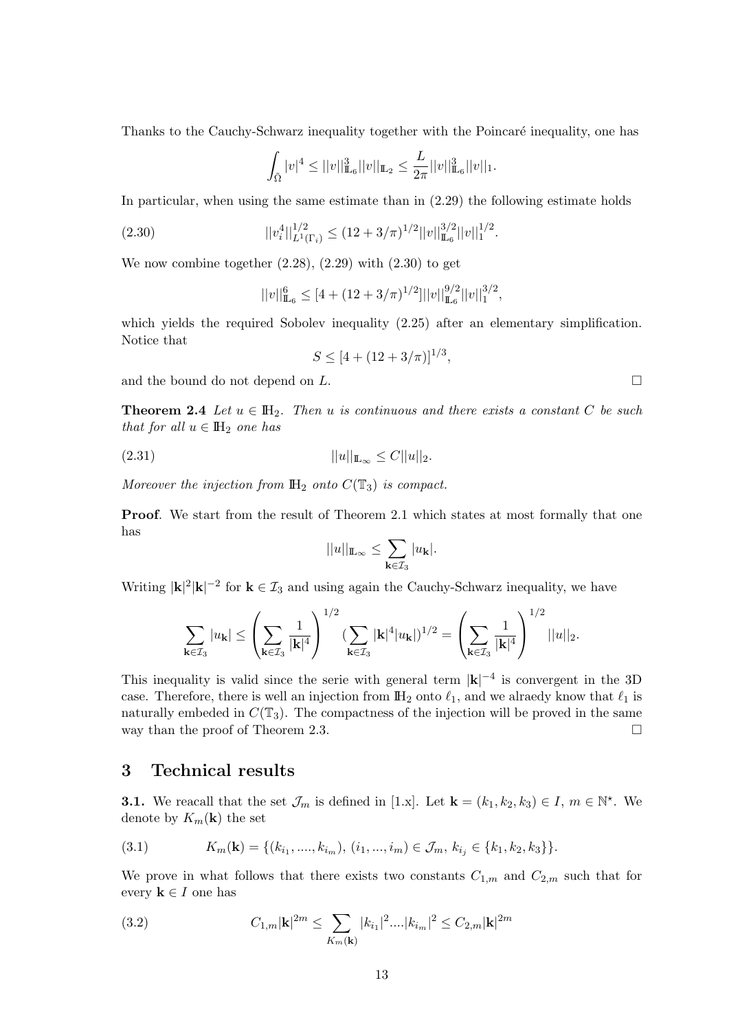Thanks to the Cauchy-Schwarz inequality together with the Poincaré inequality, one has

$$\int_{\tilde{\Omega}} |v|^4 \leq ||v||_{\mathbb{L}_6}^3 ||v||_{\mathbb{L}_2} \leq \frac{L}{2\pi} ||v||_{\mathbb{L}_6}^3 ||v||_1.$$

In particular, when using the same estimate than in (2.29) the following estimate holds

$$||v_i^4||_{L^1(\Gamma_i)}^{1/2} \leq (12 + 3/\pi)^{1/2} ||v||_{\mathbb{L}_6}^{3/2} ||v||_1^{1/2}. \tag{2.30}$$

We now combine together (2.28), (2.29) with (2.30) to get

$$||v||_{\mathbb{L}_6}^6 \leq [4 + (12 + 3/\pi)^{1/2}] ||v||_{\mathbb{L}_6}^{9/2} ||v||_1^{3/2},$$

which yields the required Sobolev inequality (2.25) after an elementary simplification. Notice that

$$S \leq [4 + (12 + 3/\pi)]^{1/3},$$

and the bound do not depend on $L$. □

**Theorem 2.4** *Let $u \in \mathbb{H}_2$. Then $u$ is continuous and there exists a constant $C$ be such that for all $u \in \mathbb{H}_2$ one has*

$$||u||_{\mathbb{L}_\infty} \leq C ||u||_2. \tag{2.31}$$

*Moreover the injection from $\mathbb{H}_2$ onto $C(\mathbb{T}_3)$ is compact.*

**Proof**. We start from the result of Theorem 2.1 which states at most formally that one has

$$||u||_{\mathbb{L}_\infty} \leq \sum_{\mathbf{k} \in \mathcal{I}_3} |u_{\mathbf{k}}|.$$

Writing $|\mathbf{k}|^2 |\mathbf{k}|^{-2}$ for $\mathbf{k} \in \mathcal{I}_3$ and using again the Cauchy-Schwarz inequality, we have

$$\sum_{\mathbf{k} \in \mathcal{I}_3} |u_{\mathbf{k}}| \leq \left( \sum_{\mathbf{k} \in \mathcal{I}_3} \frac{1}{|\mathbf{k}|^4} \right)^{1/2} \left( \sum_{\mathbf{k} \in \mathcal{I}_3} |\mathbf{k}|^4 |u_{\mathbf{k}}| \right)^{1/2} = \left( \sum_{\mathbf{k} \in \mathcal{I}_3} \frac{1}{|\mathbf{k}|^4} \right)^{1/2} ||u||_2.$$

This inequality is valid since the serie with general term $|\mathbf{k}|^{-4}$ is convergent in the 3D case. Therefore, there is well an injection from $\mathbb{H}_2$ onto $\ell_1$, and we alraedy know that $\ell_1$ is naturally embeded in $C(\mathbb{T}_3)$. The compactness of the injection will be proved in the same way than the proof of Theorem 2.3. □

# 3 Technical results

**3.1.** We reacall that the set $\mathcal{J}_m$ is defined in [1.x]. Let $\mathbf{k} = (k_1, k_2, k_3) \in I$, $m \in \mathbb{N}^\star$. We denote by $K_m(\mathbf{k})$ the set

$$K_m(\mathbf{k}) = \{(k_{i_1}, ...., k_{i_m}),\ (i_1, ..., i_m) \in \mathcal{J}_m,\ k_{i_j} \in \{k_1, k_2, k_3\}\}. \tag{3.1}$$

We prove in what follows that there exists two constants $C_{1,m}$ and $C_{2,m}$ such that for every $\mathbf{k} \in I$ one has

$$C_{1,m} |\mathbf{k}|^{2m} \leq \sum_{K_m(\mathbf{k})} |k_{i_1}|^2 .... |k_{i_m}|^2 \leq C_{2,m} |\mathbf{k}|^{2m} \tag{3.2}$$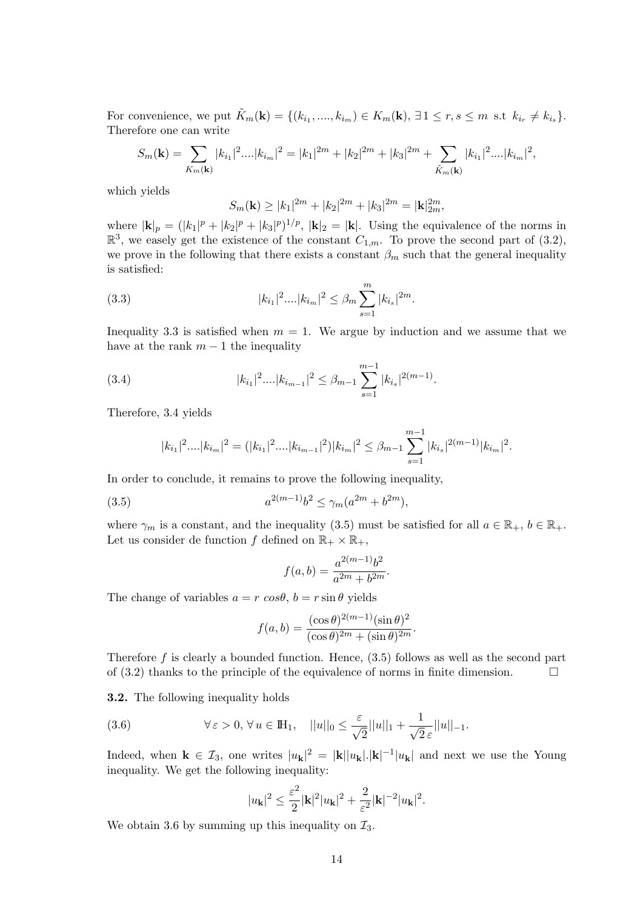For convenience, we put $\tilde{K}_m(\mathbf{k}) = \{(k_{i_1}, ...., k_{i_m}) \in K_m(\mathbf{k}),\ \exists\, 1 \leq r, s \leq m \text{ s.t } k_{i_r} \neq k_{i_s}\}$. Therefore one can write

$$S_m(\mathbf{k}) = \sum_{K_m(\mathbf{k})} |k_{i_1}|^2....|k_{i_m}|^2 = |k_1|^{2m} + |k_2|^{2m} + |k_3|^{2m} + \sum_{\tilde{K}_m(\mathbf{k})} |k_{i_1}|^2....|k_{i_m}|^2,$$

which yields

$$S_m(\mathbf{k}) \geq |k_1|^{2m} + |k_2|^{2m} + |k_3|^{2m} = |\mathbf{k}|_{2m}^{2m},$$

where $|\mathbf{k}|_p = (|k_1|^p + |k_2|^p + |k_3|^p)^{1/p}$, $|\mathbf{k}|_2 = |\mathbf{k}|$. Using the equivalence of the norms in $\mathbb{R}^3$, we easely get the existence of the constant $C_{1,m}$. To prove the second part of (3.2), we prove in the following that there exists a constant $\beta_m$ such that the general inequality is satisfied:

$$|k_{i_1}|^2....|k_{i_m}|^2 \leq \beta_m \sum_{s=1}^{m} |k_{i_s}|^{2m}. \tag{3.3}$$

Inequality 3.3 is satisfied when $m = 1$. We argue by induction and we assume that we have at the rank $m-1$ the inequality

$$|k_{i_1}|^2....|k_{i_{m-1}}|^2 \leq \beta_{m-1} \sum_{s=1}^{m-1} |k_{i_s}|^{2(m-1)}. \tag{3.4}$$

Therefore, 3.4 yields

$$|k_{i_1}|^2....|k_{i_m}|^2 = (|k_{i_1}|^2....|k_{i_{m-1}}|^2)|k_{i_m}|^2 \leq \beta_{m-1} \sum_{s=1}^{m-1} |k_{i_s}|^{2(m-1)}|k_{i_m}|^2.$$

In order to conclude, it remains to prove the following inequality,

$$a^{2(m-1)}b^2 \leq \gamma_m(a^{2m} + b^{2m}), \tag{3.5}$$

where $\gamma_m$ is a constant, and the inequality (3.5) must be satisfied for all $a \in \mathbb{R}_+$, $b \in \mathbb{R}_+$. Let us consider de function $f$ defined on $\mathbb{R}_+ \times \mathbb{R}_+$,

$$f(a, b) = \frac{a^{2(m-1)}b^2}{a^{2m} + b^{2m}}.$$

The change of variables $a = r\, cos\theta$, $b = r \sin\theta$ yields

$$f(a, b) = \frac{(\cos\theta)^{2(m-1)}(\sin\theta)^2}{(\cos\theta)^{2m} + (\sin\theta)^{2m}}.$$

Therefore $f$ is clearly a bounded function. Hence, (3.5) follows as well as the second part of (3.2) thanks to the principle of the equivalence of norms in finite dimension. $\square$

**3.2.** The following inequality holds

$$\forall\, \varepsilon > 0,\ \forall\, u \in \mathbb{H}_1, \quad ||u||_0 \leq \frac{\varepsilon}{\sqrt{2}}||u||_1 + \frac{1}{\sqrt{2}\,\varepsilon}||u||_{-1}. \tag{3.6}$$

Indeed, when $\mathbf{k} \in \mathcal{I}_3$, one writes $|u_\mathbf{k}|^2 = |\mathbf{k}||u_\mathbf{k}|.|\mathbf{k}|^{-1}|u_\mathbf{k}|$ and next we use the Young inequality. We get the following inequality:

$$|u_\mathbf{k}|^2 \leq \frac{\varepsilon^2}{2}|\mathbf{k}|^2|u_\mathbf{k}|^2 + \frac{2}{\varepsilon^2}|\mathbf{k}|^{-2}|u_\mathbf{k}|^2.$$

We obtain 3.6 by summing up this inequality on $\mathcal{I}_3$.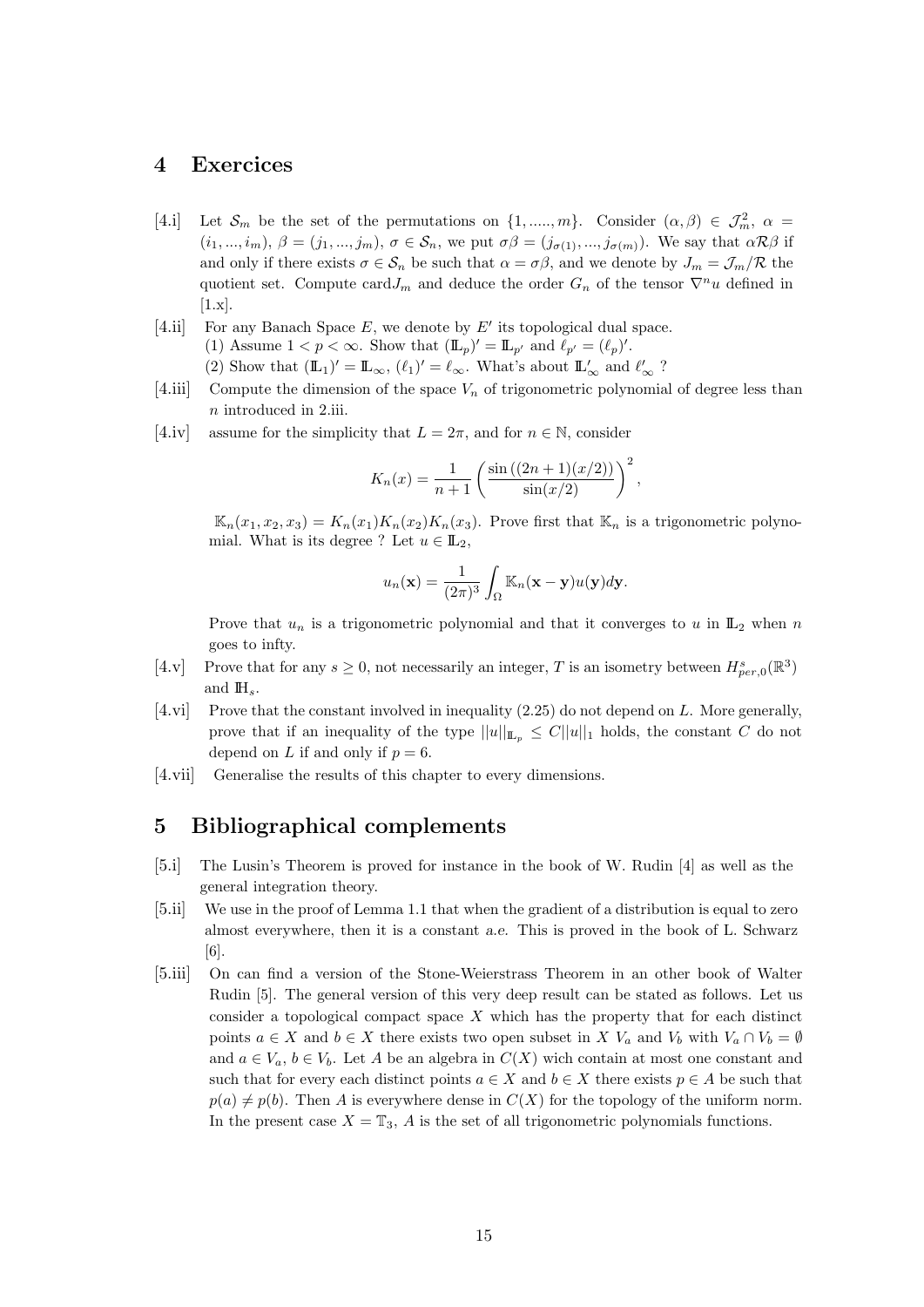## 4 Exercices

[4.i] Let $\mathcal{S}_m$ be the set of the permutations on $\{1, ....., m\}$. Consider $(\alpha, \beta) \in \mathcal{J}_m^2$, $\alpha = (i_1, ..., i_m)$, $\beta = (j_1, ..., j_m)$, $\sigma \in \mathcal{S}_n$, we put $\sigma\beta = (j_{\sigma(1)}, ..., j_{\sigma(m)})$. We say that $\alpha \mathcal{R} \beta$ if and only if there exists $\sigma \in \mathcal{S}_n$ be such that $\alpha = \sigma\beta$, and we denote by $J_m = \mathcal{J}_m / \mathcal{R}$ the quotient set. Compute card$J_m$ and deduce the order $G_n$ of the tensor $\nabla^n u$ defined in [1.x].

[4.ii] For any Banach Space $E$, we denote by $E'$ its topological dual space.
(1) Assume $1 < p < \infty$. Show that $(\mathbb{L}_p)' = \mathbb{L}_{p'}$ and $\ell_{p'} = (\ell_p)'$.
(2) Show that $(\mathbb{L}_1)' = \mathbb{L}_\infty$, $(\ell_1)' = \ell_\infty$. What's about $\mathbb{L}'_\infty$ and $\ell'_\infty$ ?

[4.iii] Compute the dimension of the space $V_n$ of trigonometric polynomial of degree less than $n$ introduced in 2.iii.

[4.iv] assume for the simplicity that $L = 2\pi$, and for $n \in \mathbb{N}$, consider

$$K_n(x) = \frac{1}{n+1} \left( \frac{\sin\left((2n+1)(x/2)\right)}{\sin(x/2)} \right)^2,$$

$\mathbb{K}_n(x_1, x_2, x_3) = K_n(x_1)K_n(x_2)K_n(x_3)$. Prove first that $\mathbb{K}_n$ is a trigonometric polynomial. What is its degree ? Let $u \in \mathbb{L}_2$,

$$u_n(\mathbf{x}) = \frac{1}{(2\pi)^3} \int_\Omega \mathbb{K}_n(\mathbf{x} - \mathbf{y}) u(\mathbf{y}) d\mathbf{y}.$$

Prove that $u_n$ is a trigonometric polynomial and that it converges to $u$ in $\mathbb{L}_2$ when $n$ goes to infty.

[4.v] Prove that for any $s \geq 0$, not necessarily an integer, $T$ is an isometry between $H^s_{per,0}(\mathbb{R}^3)$ and $\mathbb{H}_s$.

[4.vi] Prove that the constant involved in inequality (2.25) do not depend on $L$. More generally, prove that if an inequality of the type $||u||_{\mathbb{L}_p} \leq C ||u||_1$ holds, the constant $C$ do not depend on $L$ if and only if $p = 6$.

[4.vii] Generalise the results of this chapter to every dimensions.

## 5 Bibliographical complements

[5.i] The Lusin's Theorem is proved for instance in the book of W. Rudin [4] as well as the general integration theory.

[5.ii] We use in the proof of Lemma 1.1 that when the gradient of a distribution is equal to zero almost everywhere, then it is a constant *a.e.* This is proved in the book of L. Schwarz [6].

[5.iii] On can find a version of the Stone-Weierstrass Theorem in an other book of Walter Rudin [5]. The general version of this very deep result can be stated as follows. Let us consider a topological compact space $X$ which has the property that for each distinct points $a \in X$ and $b \in X$ there exists two open subset in $X$ $V_a$ and $V_b$ with $V_a \cap V_b = \emptyset$ and $a \in V_a$, $b \in V_b$. Let $A$ be an algebra in $C(X)$ wich contain at most one constant and such that for every each distinct points $a \in X$ and $b \in X$ there exists $p \in A$ be such that $p(a) \neq p(b)$. Then $A$ is everywhere dense in $C(X)$ for the topology of the uniform norm. In the present case $X = \mathbb{T}_3$, $A$ is the set of all trigonometric polynomials functions.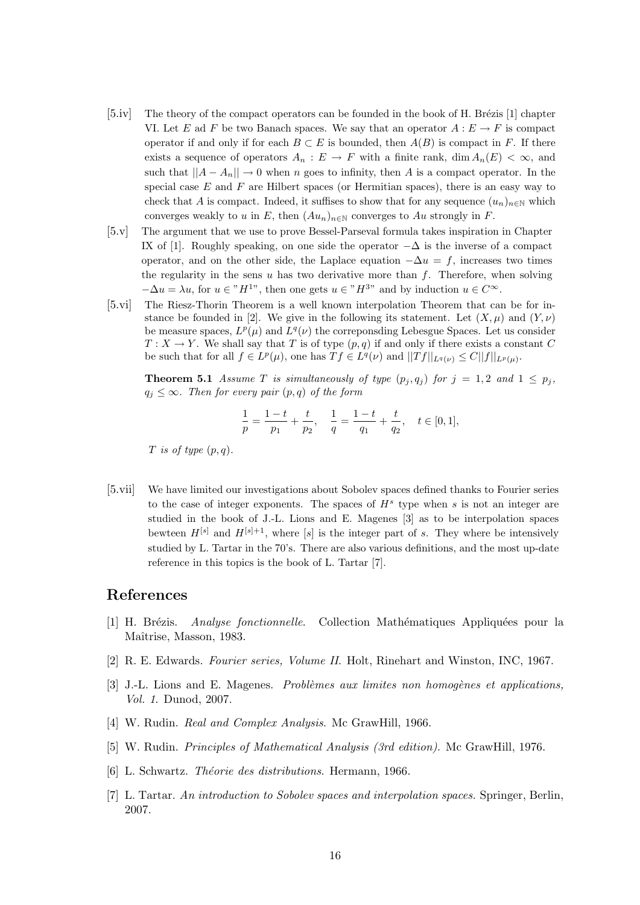[5.iv] The theory of the compact operators can be founded in the book of H. Brézis [1] chapter VI. Let $E$ ad $F$ be two Banach spaces. We say that an operator $A : E \to F$ is compact operator if and only if for each $B \subset E$ is bounded, then $A(B)$ is compact in $F$. If there exists a sequence of operators $A_n : E \to F$ with a finite rank, $\dim A_n(E) < \infty$, and such that $||A - A_n|| \to 0$ when $n$ goes to infinity, then $A$ is a compact operator. In the special case $E$ and $F$ are Hilbert spaces (or Hermitian spaces), there is an easy way to check that $A$ is compact. Indeed, it suffises to show that for any sequence $(u_n)_{n\in\mathbb{N}}$ which converges weakly to $u$ in $E$, then $(Au_n)_{n\in\mathbb{N}}$ converges to $Au$ strongly in $F$.

[5.v] The argument that we use to prove Bessel-Parseval formula takes inspiration in Chapter IX of [1]. Roughly speaking, on one side the operator $-\Delta$ is the inverse of a compact operator, and on the other side, the Laplace equation $-\Delta u = f$, increases two times the regularity in the sens $u$ has two derivative more than $f$. Therefore, when solving $-\Delta u = \lambda u$, for $u \in$ "$H^1$", then one gets $u \in$ "$H^3$" and by induction $u \in C^\infty$.

[5.vi] The Riesz-Thorin Theorem is a well known interpolation Theorem that can be for instance be founded in [2]. We give in the following its statement. Let $(X, \mu)$ and $(Y, \nu)$ be measure spaces, $L^p(\mu)$ and $L^q(\nu)$ the correponsding Lebesgue Spaces. Let us consider $T : X \to Y$. We shall say that $T$ is of type $(p, q)$ if and only if there exists a constant $C$ be such that for all $f \in L^p(\mu)$, one has $Tf \in L^q(\nu)$ and $||Tf||_{L^q(\nu)} \leq C||f||_{L^p(\mu)}$.

**Theorem 5.1** *Assume $T$ is simultaneously of type $(p_j, q_j)$ for $j = 1, 2$ and $1 \leq p_j$, $q_j \leq \infty$. Then for every pair $(p, q)$ of the form*

$$\frac{1}{p} = \frac{1-t}{p_1} + \frac{t}{p_2}, \quad \frac{1}{q} = \frac{1-t}{q_1} + \frac{t}{q_2}, \quad t \in [0, 1],$$

*$T$ is of type $(p, q)$.*

[5.vii] We have limited our investigations about Sobolev spaces defined thanks to Fourier series to the case of integer exponents. The spaces of $H^s$ type when $s$ is not an integer are studied in the book of J.-L. Lions and E. Magenes [3] as to be interpolation spaces bewteen $H^{[s]}$ and $H^{[s]+1}$, where $[s]$ is the integer part of $s$. They where be intensively studied by L. Tartar in the 70's. There are also various definitions, and the most up-date reference in this topics is the book of L. Tartar [7].

## References

[1] H. Brézis. *Analyse fonctionnelle*. Collection Mathématiques Appliquées pour la Maîtrise, Masson, 1983.

[2] R. E. Edwards. *Fourier series, Volume II*. Holt, Rinehart and Winston, INC, 1967.

[3] J.-L. Lions and E. Magenes. *Problèmes aux limites non homogènes et applications, Vol. 1*. Dunod, 2007.

[4] W. Rudin. *Real and Complex Analysis*. Mc GrawHill, 1966.

[5] W. Rudin. *Principles of Mathematical Analysis (3rd edition)*. Mc GrawHill, 1976.

[6] L. Schwartz. *Théorie des distributions*. Hermann, 1966.

[7] L. Tartar. *An introduction to Sobolev spaces and interpolation spaces*. Springer, Berlin, 2007.